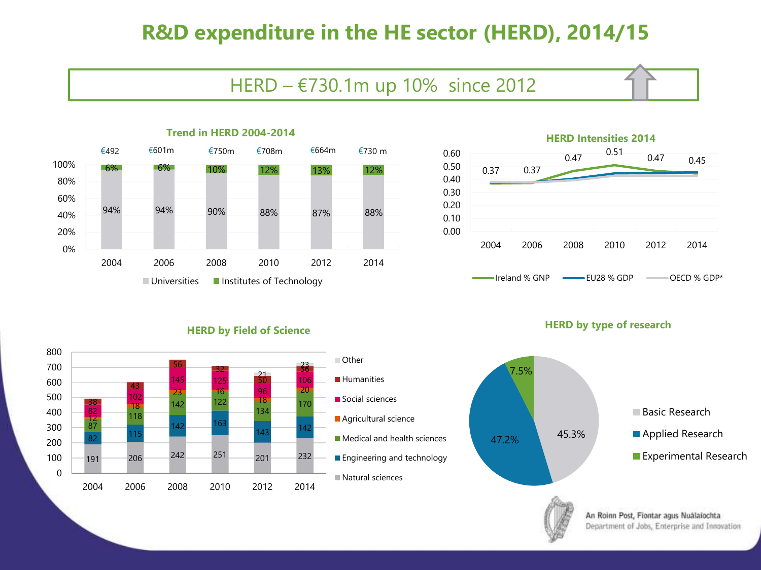# R&D expenditure in the HE sector (HERD), 2014/15

HERD – €730.1m up 10% since 2012

## Trend in HERD 2004-2014

| | 2004 | 2006 | 2008 | 2010 | 2012 | 2014 |
|---|---|---|---|---|---|---|
| Total | €492 | €601m | €750m | €708m | €664m | €730 m |
| Universities | 94% | 94% | 90% | 88% | 87% | 88% |
| Institutes of Technology | 6% | 6% | 10% | 12% | 13% | 12% |

## HERD Intensities 2014

| | 2004 | 2006 | 2008 | 2010 | 2012 | 2014 |
|---|---|---|---|---|---|---|
| Ireland % GNP | 0.37 | 0.37 | 0.47 | 0.51 | 0.47 | 0.45 |

Ireland % GNP — EU28 % GDP — OECD % GDP*

## HERD by Field of Science

| | 2004 | 2006 | 2008 | 2010 | 2012 | 2014 |
|---|---|---|---|---|---|---|
| Natural sciences | 191 | 206 | 242 | 251 | 201 | 232 |
| Engineering and technology | 82 | 115 | 142 | 163 | 143 | 142 |
| Medical and health sciences | 87 | 118 | 142 | 122 | 134 | 170 |
| Agricultural science | 12 | 18 | 23 | 16 | 18 | 20 |
| Social sciences | 82 | 102 | 145 | 125 | 96 | 106 |
| Humanities | 38 | 43 | 56 | 32 | 50 | 36 |
| Other | | | | | 21 | 23 |

## HERD by type of research

| Type | Share |
|---|---|
| Basic Research | 45.3% |
| Applied Research | 47.2% |
| Experimental Research | 7.5% |

An Roinn Post, Fiontar agus Nuálaíochta
Department of Jobs, Enterprise and Innovation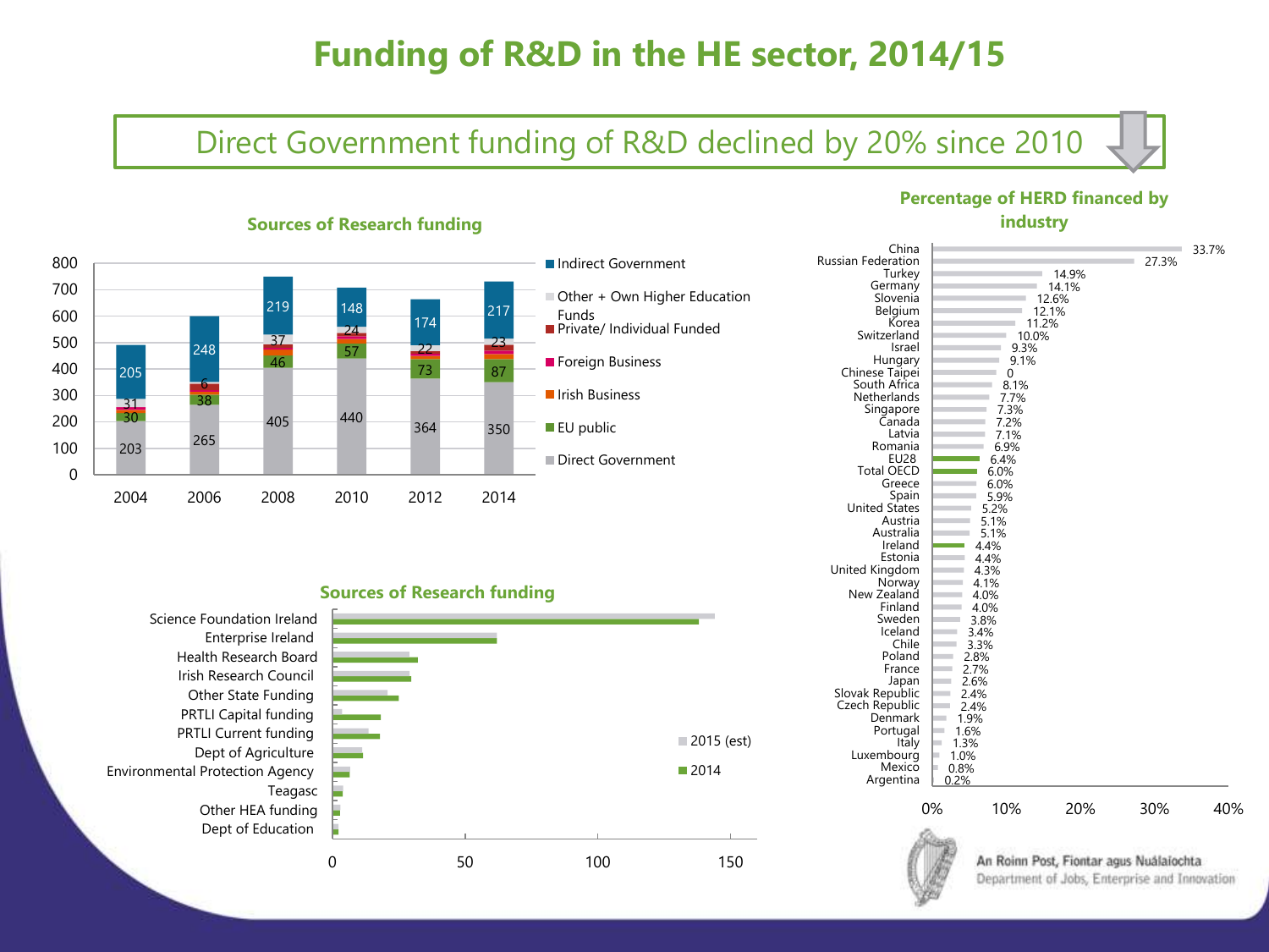# Funding of R&D in the HE sector, 2014/15

## Direct Government funding of R&D declined by 20% since 2010

### Sources of Research funding

| Year | Direct Government | EU public | Other + Own Higher Education Funds | Indirect Government |
|---|---|---|---|---|
| 2004 | 203 | 30 | 31 | 205 |
| 2006 | 265 | 38 | 6 | 248 |
| 2008 | 405 | 46 | 37 | 219 |
| 2010 | 440 | 57 | 24 | 148 |
| 2012 | 364 | 73 | 22 | 174 |
| 2014 | 350 | 87 | 23 | 217 |

Legend: Indirect Government; Other + Own Higher Education Funds; Private/ Individual Funded; Foreign Business; Irish Business; EU public; Direct Government

### Sources of Research funding

Science Foundation Ireland; Enterprise Ireland; Health Research Board; Irish Research Council; Other State Funding; PRTLI Capital funding; PRTLI Current funding; Dept of Agriculture; Environmental Protection Agency; Teagasc; Other HEA funding; Dept of Education

Legend: 2015 (est); 2014

### Percentage of HERD financed by industry

| Country | % |
|---|---|
| China | 33.7% |
| Russian Federation | 27.3% |
| Turkey | 14.9% |
| Germany | 14.1% |
| Slovenia | 12.6% |
| Belgium | 12.1% |
| Korea | 11.2% |
| Switzerland | 10.0% |
| Israel | 9.3% |
| Hungary | 9.1% |
| Chinese Taipei | 0 |
| South Africa | 8.1% |
| Netherlands | 7.7% |
| Singapore | 7.3% |
| Canada | 7.2% |
| Latvia | 7.1% |
| Romania | 6.9% |
| EU28 | 6.4% |
| Total OECD | 6.0% |
| Greece | 6.0% |
| Spain | 5.9% |
| United States | 5.2% |
| Austria | 5.1% |
| Australia | 5.1% |
| Ireland | 4.4% |
| Estonia | 4.4% |
| United Kingdom | 4.3% |
| Norway | 4.1% |
| New Zealand | 4.0% |
| Finland | 4.0% |
| Sweden | 3.8% |
| Iceland | 3.4% |
| Chile | 3.3% |
| Poland | 2.8% |
| France | 2.7% |
| Japan | 2.6% |
| Slovak Republic | 2.4% |
| Czech Republic | 2.4% |
| Denmark | 1.9% |
| Portugal | 1.6% |
| Italy | 1.3% |
| Luxembourg | 1.0% |
| Mexico | 0.8% |
| Argentina | 0.2% |

An Roinn Post, Fiontar agus Nuálaíochta
Department of Jobs, Enterprise and Innovation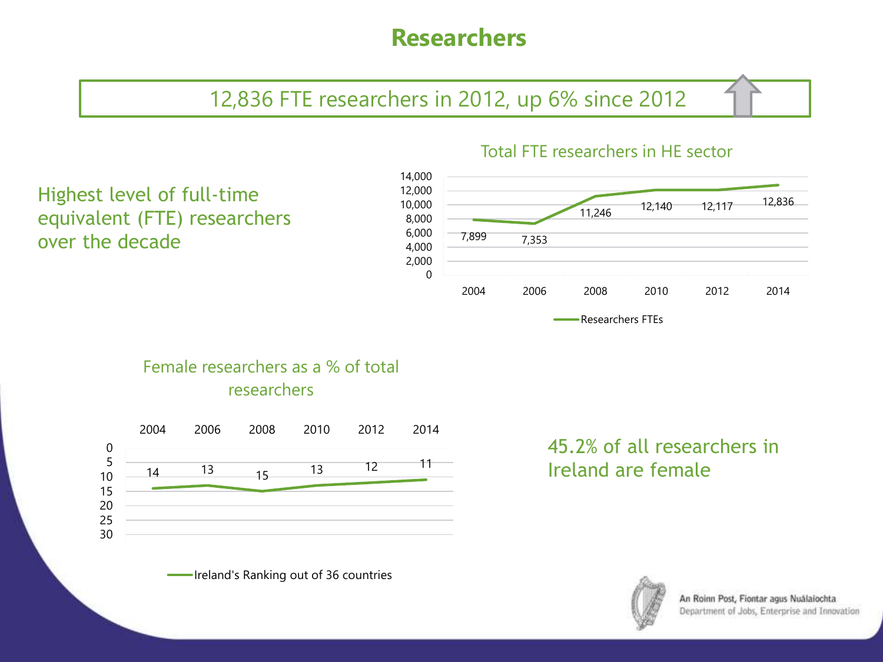# Researchers

12,836 FTE researchers in 2012, up 6% since 2012

Highest level of full-time equivalent (FTE) researchers over the decade

Total FTE researchers in HE sector

14,000
12,000
10,000
8,000
6,000
4,000
2,000
0

7,899
7,353
11,246
12,140
12,117
12,836

2004 2006 2008 2010 2012 2014

Researchers FTEs

Female researchers as a % of total researchers

2004 2006 2008 2010 2012 2014

0
5
10
15
20
25
30

14
13
15
13
12
11

Ireland's Ranking out of 36 countries

45.2% of all researchers in Ireland are female

An Roinn Post, Fiontar agus Nuálaíochta
Department of Jobs, Enterprise and Innovation